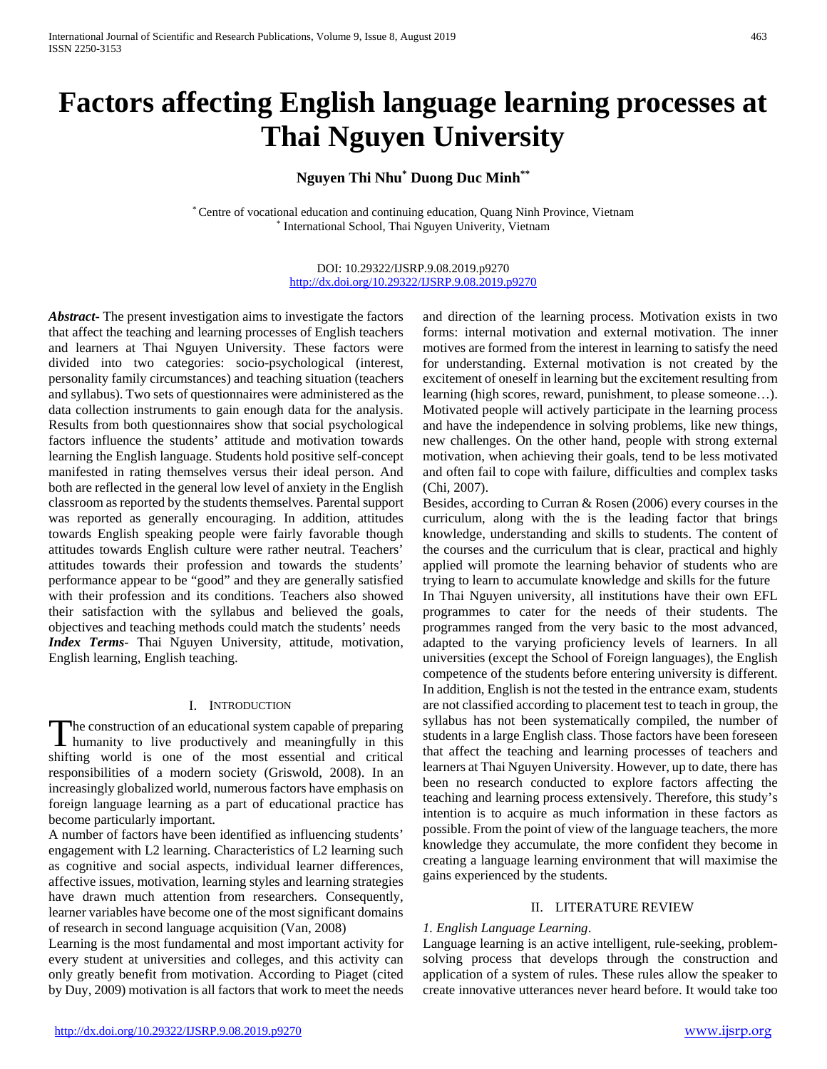# Factors affecting English language learning processes at Thai Nguyen University

**Nguyen Thi Nhu[*] Duong Duc Minh[**]**

[*] Centre of vocational education and continuing education, Quang Ninh Province, Vietnam
[*] International School, Thai Nguyen Univerity, Vietnam

DOI: 10.29322/IJSRP.9.08.2019.p9270
http://dx.doi.org/10.29322/IJSRP.9.08.2019.p9270

***Abstract*-** The present investigation aims to investigate the factors that affect the teaching and learning processes of English teachers and learners at Thai Nguyen University. These factors were divided into two categories: socio-psychological (interest, personality family circumstances) and teaching situation (teachers and syllabus). Two sets of questionnaires were administered as the data collection instruments to gain enough data for the analysis. Results from both questionnaires show that social psychological factors influence the students' attitude and motivation towards learning the English language. Students hold positive self-concept manifested in rating themselves versus their ideal person. And both are reflected in the general low level of anxiety in the English classroom as reported by the students themselves. Parental support was reported as generally encouraging. In addition, attitudes towards English speaking people were fairly favorable though attitudes towards English culture were rather neutral. Teachers' attitudes towards their profession and towards the students' performance appear to be "good" and they are generally satisfied with their profession and its conditions. Teachers also showed their satisfaction with the syllabus and believed the goals, objectives and teaching methods could match the students' needs

***Index Terms*-** Thai Nguyen University, attitude, motivation, English learning, English teaching.

## I. Introduction

The construction of an educational system capable of preparing humanity to live productively and meaningfully in this shifting world is one of the most essential and critical responsibilities of a modern society (Griswold, 2008). In an increasingly globalized world, numerous factors have emphasis on foreign language learning as a part of educational practice has become particularly important.

A number of factors have been identified as influencing students' engagement with L2 learning. Characteristics of L2 learning such as cognitive and social aspects, individual learner differences, affective issues, motivation, learning styles and learning strategies have drawn much attention from researchers. Consequently, learner variables have become one of the most significant domains of research in second language acquisition (Van, 2008)

Learning is the most fundamental and most important activity for every student at universities and colleges, and this activity can only greatly benefit from motivation. According to Piaget (cited by Duy, 2009) motivation is all factors that work to meet the needs and direction of the learning process. Motivation exists in two forms: internal motivation and external motivation. The inner motives are formed from the interest in learning to satisfy the need for understanding. External motivation is not created by the excitement of oneself in learning but the excitement resulting from learning (high scores, reward, punishment, to please someone…). Motivated people will actively participate in the learning process and have the independence in solving problems, like new things, new challenges. On the other hand, people with strong external motivation, when achieving their goals, tend to be less motivated and often fail to cope with failure, difficulties and complex tasks (Chi, 2007).

Besides, according to Curran & Rosen (2006) every courses in the curriculum, along with the is the leading factor that brings knowledge, understanding and skills to students. The content of the courses and the curriculum that is clear, practical and highly applied will promote the learning behavior of students who are trying to learn to accumulate knowledge and skills for the future

In Thai Nguyen university, all institutions have their own EFL programmes to cater for the needs of their students. The programmes ranged from the very basic to the most advanced, adapted to the varying proficiency levels of learners. In all universities (except the School of Foreign languages), the English competence of the students before entering university is different. In addition, English is not the tested in the entrance exam, students are not classified according to placement test to teach in group, the syllabus has not been systematically compiled, the number of students in a large English class. Those factors have been foreseen that affect the teaching and learning processes of teachers and learners at Thai Nguyen University. However, up to date, there has been no research conducted to explore factors affecting the teaching and learning process extensively. Therefore, this study's intention is to acquire as much information in these factors as possible. From the point of view of the language teachers, the more knowledge they accumulate, the more confident they become in creating a language learning environment that will maximise the gains experienced by the students.

## II. Literature Review

*1. English Language Learning*.

Language learning is an active intelligent, rule-seeking, problem-solving process that develops through the construction and application of a system of rules. These rules allow the speaker to create innovative utterances never heard before. It would take too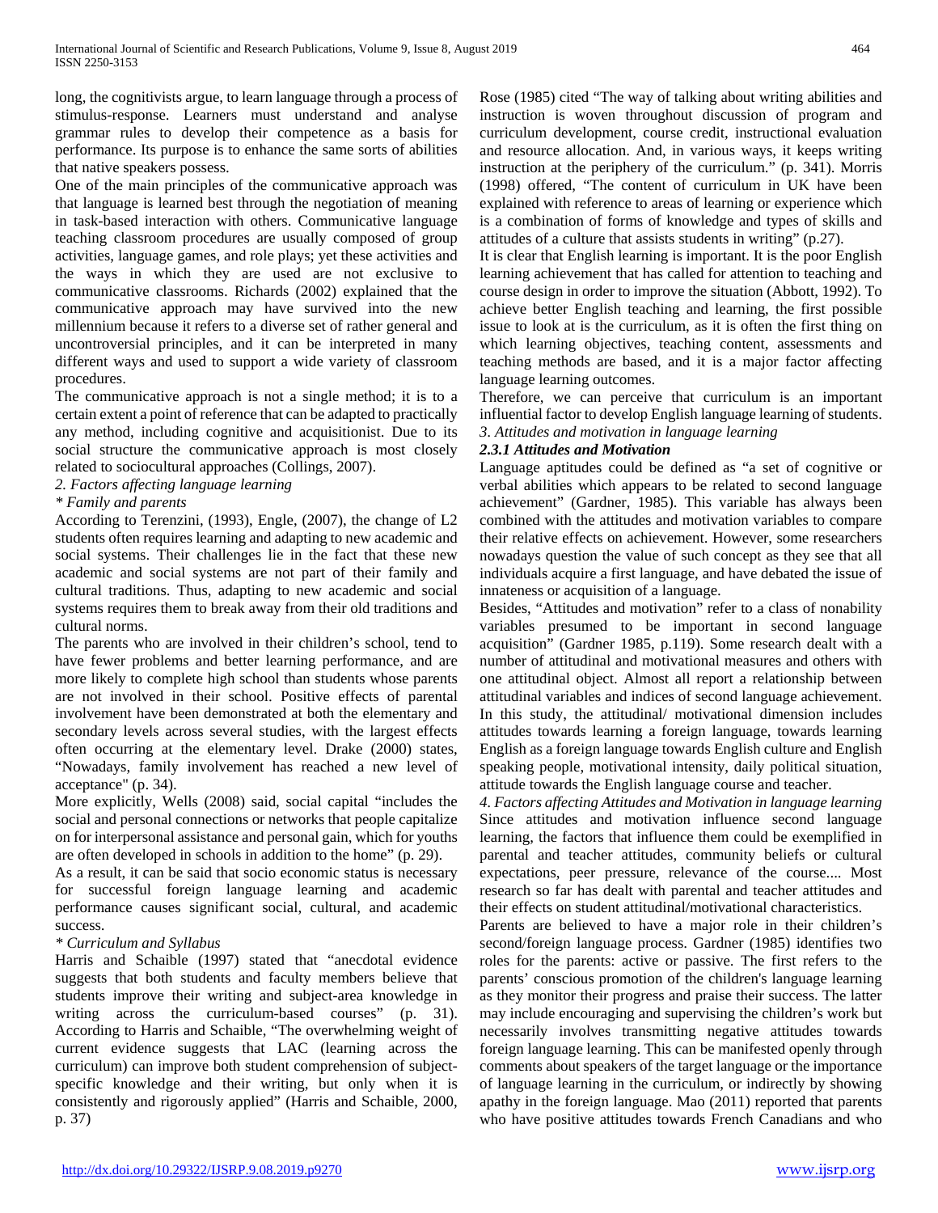long, the cognitivists argue, to learn language through a process of stimulus-response. Learners must understand and analyse grammar rules to develop their competence as a basis for performance. Its purpose is to enhance the same sorts of abilities that native speakers possess.

One of the main principles of the communicative approach was that language is learned best through the negotiation of meaning in task-based interaction with others. Communicative language teaching classroom procedures are usually composed of group activities, language games, and role plays; yet these activities and the ways in which they are used are not exclusive to communicative classrooms. Richards (2002) explained that the communicative approach may have survived into the new millennium because it refers to a diverse set of rather general and uncontroversial principles, and it can be interpreted in many different ways and used to support a wide variety of classroom procedures.

The communicative approach is not a single method; it is to a certain extent a point of reference that can be adapted to practically any method, including cognitive and acquisitionist. Due to its social structure the communicative approach is most closely related to sociocultural approaches (Collings, 2007).

*2. Factors affecting language learning*

*\* Family and parents*

According to Terenzini, (1993), Engle, (2007), the change of L2 students often requires learning and adapting to new academic and social systems. Their challenges lie in the fact that these new academic and social systems are not part of their family and cultural traditions. Thus, adapting to new academic and social systems requires them to break away from their old traditions and cultural norms.

The parents who are involved in their children's school, tend to have fewer problems and better learning performance, and are more likely to complete high school than students whose parents are not involved in their school. Positive effects of parental involvement have been demonstrated at both the elementary and secondary levels across several studies, with the largest effects often occurring at the elementary level. Drake (2000) states, "Nowadays, family involvement has reached a new level of acceptance" (p. 34).

More explicitly, Wells (2008) said, social capital "includes the social and personal connections or networks that people capitalize on for interpersonal assistance and personal gain, which for youths are often developed in schools in addition to the home" (p. 29).

As a result, it can be said that socio economic status is necessary for successful foreign language learning and academic performance causes significant social, cultural, and academic success.

*\* Curriculum and Syllabus*

Harris and Schaible (1997) stated that "anecdotal evidence suggests that both students and faculty members believe that students improve their writing and subject-area knowledge in writing across the curriculum-based courses" (p. 31). According to Harris and Schaible, "The overwhelming weight of current evidence suggests that LAC (learning across the curriculum) can improve both student comprehension of subject-specific knowledge and their writing, but only when it is consistently and rigorously applied" (Harris and Schaible, 2000, p. 37)

Rose (1985) cited "The way of talking about writing abilities and instruction is woven throughout discussion of program and curriculum development, course credit, instructional evaluation and resource allocation. And, in various ways, it keeps writing instruction at the periphery of the curriculum." (p. 341). Morris (1998) offered, "The content of curriculum in UK have been explained with reference to areas of learning or experience which is a combination of forms of knowledge and types of skills and attitudes of a culture that assists students in writing" (p.27).

It is clear that English learning is important. It is the poor English learning achievement that has called for attention to teaching and course design in order to improve the situation (Abbott, 1992). To achieve better English teaching and learning, the first possible issue to look at is the curriculum, as it is often the first thing on which learning objectives, teaching content, assessments and teaching methods are based, and it is a major factor affecting language learning outcomes.

Therefore, we can perceive that curriculum is an important influential factor to develop English language learning of students.

*3. Attitudes and motivation in language learning*

***2.3.1 Attitudes and Motivation***

Language aptitudes could be defined as "a set of cognitive or verbal abilities which appears to be related to second language achievement" (Gardner, 1985). This variable has always been combined with the attitudes and motivation variables to compare their relative effects on achievement. However, some researchers nowadays question the value of such concept as they see that all individuals acquire a first language, and have debated the issue of innateness or acquisition of a language.

Besides, "Attitudes and motivation" refer to a class of nonability variables presumed to be important in second language acquisition" (Gardner 1985, p.119). Some research dealt with a number of attitudinal and motivational measures and others with one attitudinal object. Almost all report a relationship between attitudinal variables and indices of second language achievement. In this study, the attitudinal/ motivational dimension includes attitudes towards learning a foreign language, towards learning English as a foreign language towards English culture and English speaking people, motivational intensity, daily political situation, attitude towards the English language course and teacher.

*4. Factors affecting Attitudes and Motivation in language learning*

Since attitudes and motivation influence second language learning, the factors that influence them could be exemplified in parental and teacher attitudes, community beliefs or cultural expectations, peer pressure, relevance of the course.... Most research so far has dealt with parental and teacher attitudes and their effects on student attitudinal/motivational characteristics.

Parents are believed to have a major role in their children's second/foreign language process. Gardner (1985) identifies two roles for the parents: active or passive. The first refers to the parents' conscious promotion of the children's language learning as they monitor their progress and praise their success. The latter may include encouraging and supervising the children's work but necessarily involves transmitting negative attitudes towards foreign language learning. This can be manifested openly through comments about speakers of the target language or the importance of language learning in the curriculum, or indirectly by showing apathy in the foreign language. Mao (2011) reported that parents who have positive attitudes towards French Canadians and who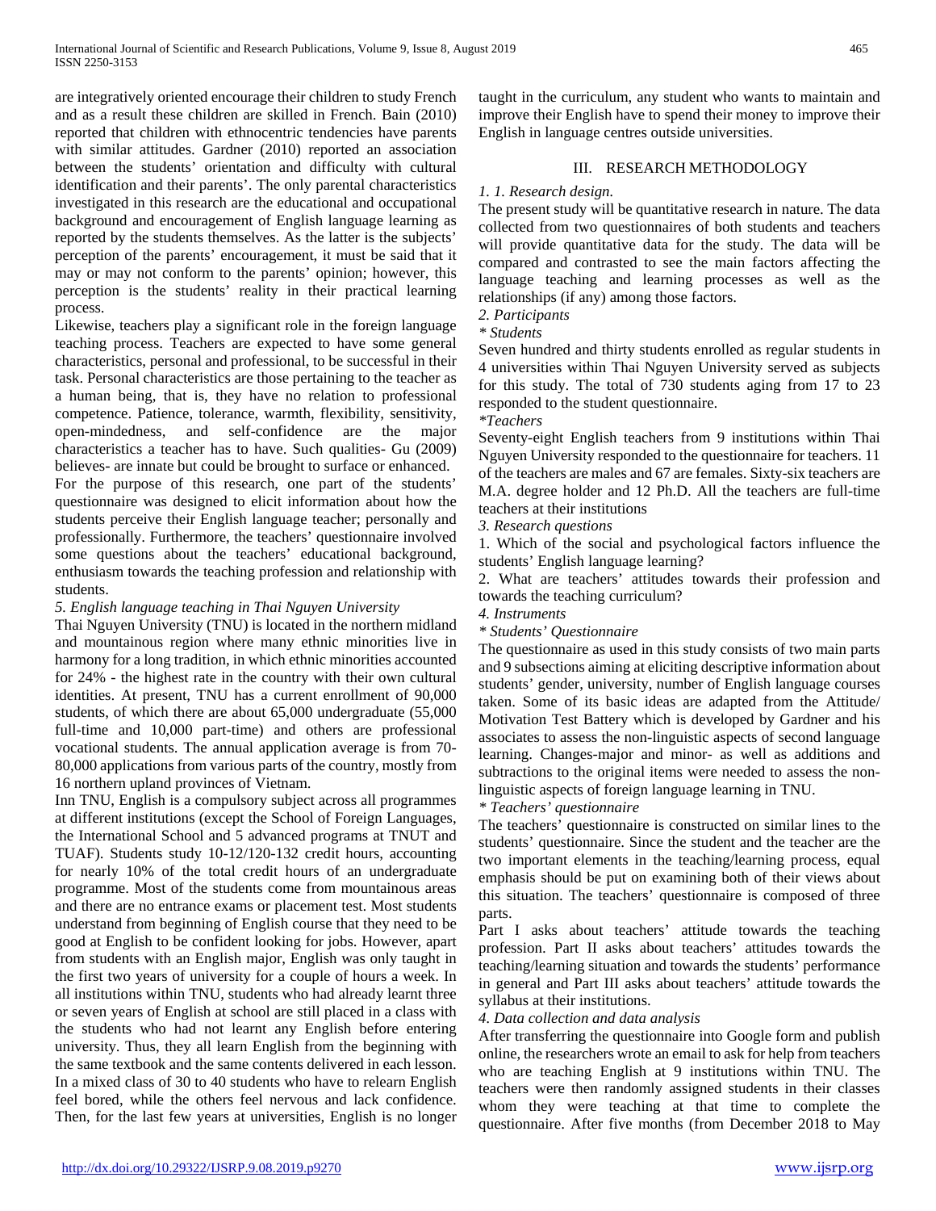are integratively oriented encourage their children to study French and as a result these children are skilled in French. Bain (2010) reported that children with ethnocentric tendencies have parents with similar attitudes. Gardner (2010) reported an association between the students' orientation and difficulty with cultural identification and their parents'. The only parental characteristics investigated in this research are the educational and occupational background and encouragement of English language learning as reported by the students themselves. As the latter is the subjects' perception of the parents' encouragement, it must be said that it may or may not conform to the parents' opinion; however, this perception is the students' reality in their practical learning process.

Likewise, teachers play a significant role in the foreign language teaching process. Teachers are expected to have some general characteristics, personal and professional, to be successful in their task. Personal characteristics are those pertaining to the teacher as a human being, that is, they have no relation to professional competence. Patience, tolerance, warmth, flexibility, sensitivity, open-mindedness, and self-confidence are the major characteristics a teacher has to have. Such qualities- Gu (2009) believes- are innate but could be brought to surface or enhanced.

For the purpose of this research, one part of the students' questionnaire was designed to elicit information about how the students perceive their English language teacher; personally and professionally. Furthermore, the teachers' questionnaire involved some questions about the teachers' educational background, enthusiasm towards the teaching profession and relationship with students.

*5. English language teaching in Thai Nguyen University*

Thai Nguyen University (TNU) is located in the northern midland and mountainous region where many ethnic minorities live in harmony for a long tradition, in which ethnic minorities accounted for 24% - the highest rate in the country with their own cultural identities. At present, TNU has a current enrollment of 90,000 students, of which there are about 65,000 undergraduate (55,000 full-time and 10,000 part-time) and others are professional vocational students. The annual application average is from 70-80,000 applications from various parts of the country, mostly from 16 northern upland provinces of Vietnam.

Inn TNU, English is a compulsory subject across all programmes at different institutions (except the School of Foreign Languages, the International School and 5 advanced programs at TNUT and TUAF). Students study 10-12/120-132 credit hours, accounting for nearly 10% of the total credit hours of an undergraduate programme. Most of the students come from mountainous areas and there are no entrance exams or placement test. Most students understand from beginning of English course that they need to be good at English to be confident looking for jobs. However, apart from students with an English major, English was only taught in the first two years of university for a couple of hours a week. In all institutions within TNU, students who had already learnt three or seven years of English at school are still placed in a class with the students who had not learnt any English before entering university. Thus, they all learn English from the beginning with the same textbook and the same contents delivered in each lesson. In a mixed class of 30 to 40 students who have to relearn English feel bored, while the others feel nervous and lack confidence. Then, for the last few years at universities, English is no longer taught in the curriculum, any student who wants to maintain and improve their English have to spend their money to improve their English in language centres outside universities.

## III. RESEARCH METHODOLOGY

*1. 1. Research design.*

The present study will be quantitative research in nature. The data collected from two questionnaires of both students and teachers will provide quantitative data for the study. The data will be compared and contrasted to see the main factors affecting the language teaching and learning processes as well as the relationships (if any) among those factors.

*2. Participants*

*\* Students*

Seven hundred and thirty students enrolled as regular students in 4 universities within Thai Nguyen University served as subjects for this study. The total of 730 students aging from 17 to 23 responded to the student questionnaire.

*\*Teachers*

Seventy-eight English teachers from 9 institutions within Thai Nguyen University responded to the questionnaire for teachers. 11 of the teachers are males and 67 are females. Sixty-six teachers are M.A. degree holder and 12 Ph.D. All the teachers are full-time teachers at their institutions

*3. Research questions*

1. Which of the social and psychological factors influence the students' English language learning?
2. What are teachers' attitudes towards their profession and towards the teaching curriculum?

*4. Instruments*

*\* Students' Questionnaire*

The questionnaire as used in this study consists of two main parts and 9 subsections aiming at eliciting descriptive information about students' gender, university, number of English language courses taken. Some of its basic ideas are adapted from the Attitude/ Motivation Test Battery which is developed by Gardner and his associates to assess the non-linguistic aspects of second language learning. Changes-major and minor- as well as additions and subtractions to the original items were needed to assess the non-linguistic aspects of foreign language learning in TNU.

*\* Teachers' questionnaire*

The teachers' questionnaire is constructed on similar lines to the students' questionnaire. Since the student and the teacher are the two important elements in the teaching/learning process, equal emphasis should be put on examining both of their views about this situation. The teachers' questionnaire is composed of three parts.

Part I asks about teachers' attitude towards the teaching profession. Part II asks about teachers' attitudes towards the teaching/learning situation and towards the students' performance in general and Part III asks about teachers' attitude towards the syllabus at their institutions.

*4. Data collection and data analysis*

After transferring the questionnaire into Google form and publish online, the researchers wrote an email to ask for help from teachers who are teaching English at 9 institutions within TNU. The teachers were then randomly assigned students in their classes whom they were teaching at that time to complete the questionnaire. After five months (from December 2018 to May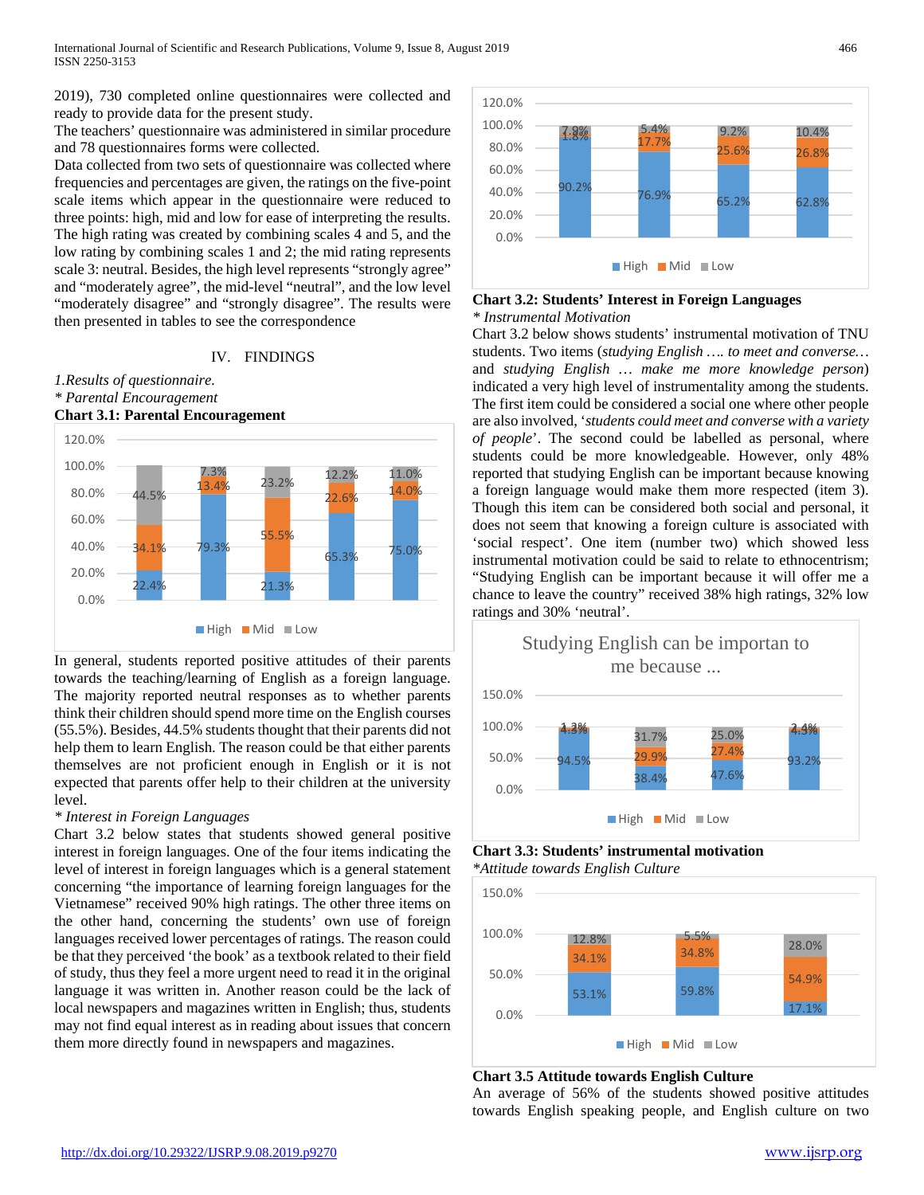2019), 730 completed online questionnaires were collected and ready to provide data for the present study.

The teachers' questionnaire was administered in similar procedure and 78 questionnaires forms were collected.

Data collected from two sets of questionnaire was collected where frequencies and percentages are given, the ratings on the five-point scale items which appear in the questionnaire were reduced to three points: high, mid and low for ease of interpreting the results. The high rating was created by combining scales 4 and 5, and the low rating by combining scales 1 and 2; the mid rating represents scale 3: neutral. Besides, the high level represents "strongly agree" and "moderately agree", the mid-level "neutral", and the low level "moderately disagree" and "strongly disagree". The results were then presented in tables to see the correspondence

## IV. FINDINGS

*1.Results of questionnaire.*

*\* Parental Encouragement*

**Chart 3.1: Parental Encouragement**

In general, students reported positive attitudes of their parents towards the teaching/learning of English as a foreign language. The majority reported neutral responses as to whether parents think their children should spend more time on the English courses (55.5%). Besides, 44.5% students thought that their parents did not help them to learn English. The reason could be that either parents themselves are not proficient enough in English or it is not expected that parents offer help to their children at the university level.

*\* Interest in Foreign Languages*

Chart 3.2 below states that students showed general positive interest in foreign languages. One of the four items indicating the level of interest in foreign languages which is a general statement concerning "the importance of learning foreign languages for the Vietnamese" received 90% high ratings. The other three items on the other hand, concerning the students' own use of foreign languages received lower percentages of ratings. The reason could be that they perceived 'the book' as a textbook related to their field of study, thus they feel a more urgent need to read it in the original language it was written in. Another reason could be the lack of local newspapers and magazines written in English; thus, students may not find equal interest as in reading about issues that concern them more directly found in newspapers and magazines.

**Chart 3.2: Students' Interest in Foreign Languages**

*\* Instrumental Motivation*

Chart 3.2 below shows students' instrumental motivation of TNU students. Two items (*studying English …. to meet and converse…* and *studying English … make me more knowledge person*) indicated a very high level of instrumentality among the students. The first item could be considered a social one where other people are also involved, '*students could meet and converse with a variety of people*'. The second could be labelled as personal, where students could be more knowledgeable. However, only 48% reported that studying English can be important because knowing a foreign language would make them more respected (item 3). Though this item can be considered both social and personal, it does not seem that knowing a foreign culture is associated with 'social respect'. One item (number two) which showed less instrumental motivation could be said to relate to ethnocentrism; "Studying English can be important because it will offer me a chance to leave the country" received 38% high ratings, 32% low ratings and 30% 'neutral'.

**Chart 3.3: Students' instrumental motivation**

*\*Attitude towards English Culture*

**Chart 3.5 Attitude towards English Culture**

An average of 56% of the students showed positive attitudes towards English speaking people, and English culture on two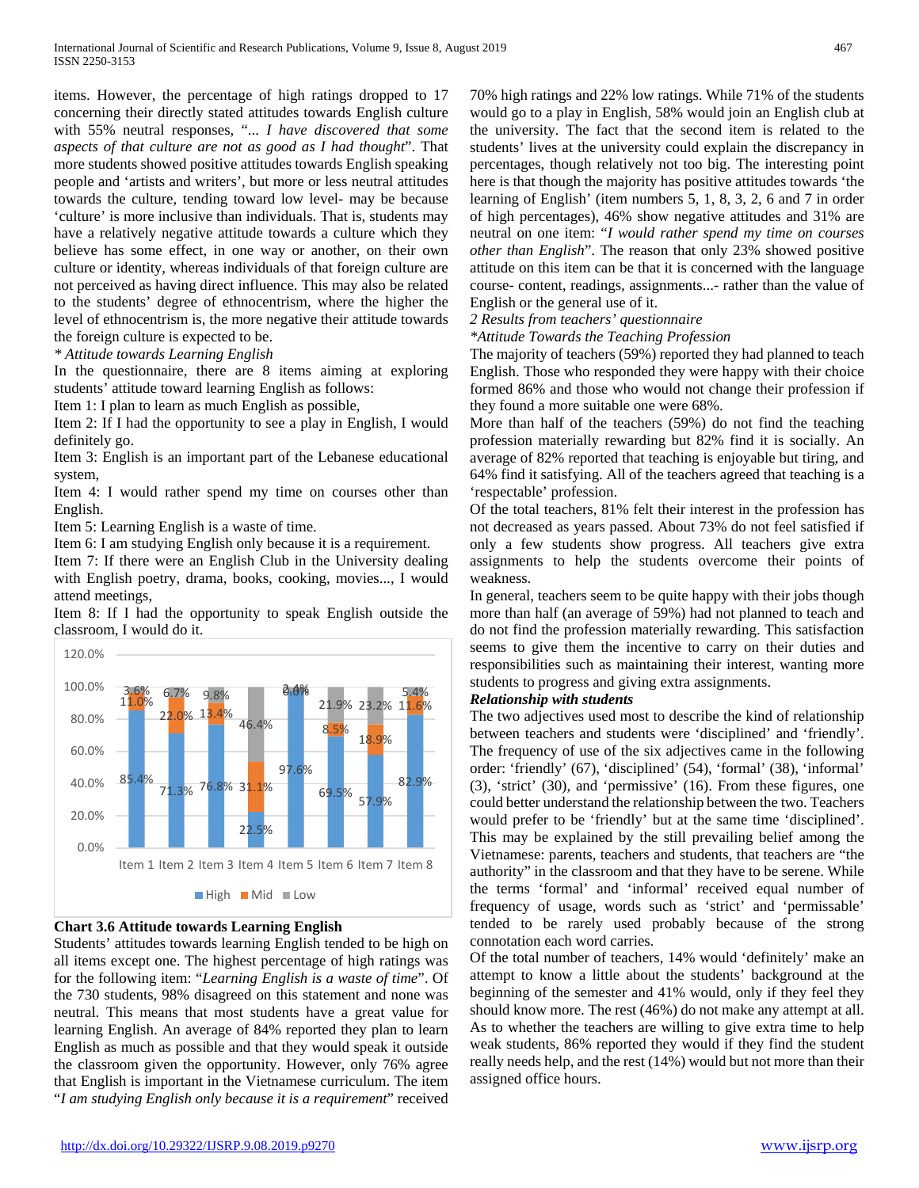items. However, the percentage of high ratings dropped to 17 concerning their directly stated attitudes towards English culture with 55% neutral responses, "... *I have discovered that some aspects of that culture are not as good as I had thought*". That more students showed positive attitudes towards English speaking people and 'artists and writers', but more or less neutral attitudes towards the culture, tending toward low level- may be because 'culture' is more inclusive than individuals. That is, students may have a relatively negative attitude towards a culture which they believe has some effect, in one way or another, on their own culture or identity, whereas individuals of that foreign culture are not perceived as having direct influence. This may also be related to the students' degree of ethnocentrism, where the higher the level of ethnocentrism is, the more negative their attitude towards the foreign culture is expected to be.

*\* Attitude towards Learning English*

In the questionnaire, there are 8 items aiming at exploring students' attitude toward learning English as follows:

Item 1: I plan to learn as much English as possible,

Item 2: If I had the opportunity to see a play in English, I would definitely go.

Item 3: English is an important part of the Lebanese educational system,

Item 4: I would rather spend my time on courses other than English.

Item 5: Learning English is a waste of time.

Item 6: I am studying English only because it is a requirement.

Item 7: If there were an English Club in the University dealing with English poetry, drama, books, cooking, movies..., I would attend meetings,

Item 8: If I had the opportunity to speak English outside the classroom, I would do it.

| | Item 1 | Item 2 | Item 3 | Item 4 | Item 5 | Item 6 | Item 7 | Item 8 |
|---|---|---|---|---|---|---|---|---|
| High | 85.4% | 71.3% | 76.8% | 22.5% | 97.6% | 69.5% | 57.9% | 82.9% |
| Mid | 11.0% | 22.0% | 13.4% | 31.1% | 0.0% | 8.5% | 18.9% | 11.6% |
| Low | 3.6% | 6.7% | 9.8% | 46.4% | 2.4% | 21.9% | 23.2% | 5.4% |

**Chart 3.6 Attitude towards Learning English**

Students' attitudes towards learning English tended to be high on all items except one. The highest percentage of high ratings was for the following item: "*Learning English is a waste of time*". Of the 730 students, 98% disagreed on this statement and none was neutral. This means that most students have a great value for learning English. An average of 84% reported they plan to learn English as much as possible and that they would speak it outside the classroom given the opportunity. However, only 76% agree that English is important in the Vietnamese curriculum. The item "*I am studying English only because it is a requirement*" received 70% high ratings and 22% low ratings. While 71% of the students would go to a play in English, 58% would join an English club at the university. The fact that the second item is related to the students' lives at the university could explain the discrepancy in percentages, though relatively not too big. The interesting point here is that though the majority has positive attitudes towards 'the learning of English' (item numbers 5, 1, 8, 3, 2, 6 and 7 in order of high percentages), 46% show negative attitudes and 31% are neutral on one item: "*I would rather spend my time on courses other than English*". The reason that only 23% showed positive attitude on this item can be that it is concerned with the language course- content, readings, assignments...- rather than the value of English or the general use of it.

*2 Results from teachers' questionnaire*

*\*Attitude Towards the Teaching Profession*

The majority of teachers (59%) reported they had planned to teach English. Those who responded they were happy with their choice formed 86% and those who would not change their profession if they found a more suitable one were 68%.

More than half of the teachers (59%) do not find the teaching profession materially rewarding but 82% find it is socially. An average of 82% reported that teaching is enjoyable but tiring, and 64% find it satisfying. All of the teachers agreed that teaching is a 'respectable' profession.

Of the total teachers, 81% felt their interest in the profession has not decreased as years passed. About 73% do not feel satisfied if only a few students show progress. All teachers give extra assignments to help the students overcome their points of weakness.

In general, teachers seem to be quite happy with their jobs though more than half (an average of 59%) had not planned to teach and do not find the profession materially rewarding. This satisfaction seems to give them the incentive to carry on their duties and responsibilities such as maintaining their interest, wanting more students to progress and giving extra assignments.

***Relationship with students***

The two adjectives used most to describe the kind of relationship between teachers and students were 'disciplined' and 'friendly'. The frequency of use of the six adjectives came in the following order: 'friendly' (67), 'disciplined' (54), 'formal' (38), 'informal' (3), 'strict' (30), and 'permissive' (16). From these figures, one could better understand the relationship between the two. Teachers would prefer to be 'friendly' but at the same time 'disciplined'. This may be explained by the still prevailing belief among the Vietnamese: parents, teachers and students, that teachers are "the authority" in the classroom and that they have to be serene. While the terms 'formal' and 'informal' received equal number of frequency of usage, words such as 'strict' and 'permissable' tended to be rarely used probably because of the strong connotation each word carries.

Of the total number of teachers, 14% would 'definitely' make an attempt to know a little about the students' background at the beginning of the semester and 41% would, only if they feel they should know more. The rest (46%) do not make any attempt at all. As to whether the teachers are willing to give extra time to help weak students, 86% reported they would if they find the student really needs help, and the rest (14%) would but not more than their assigned office hours.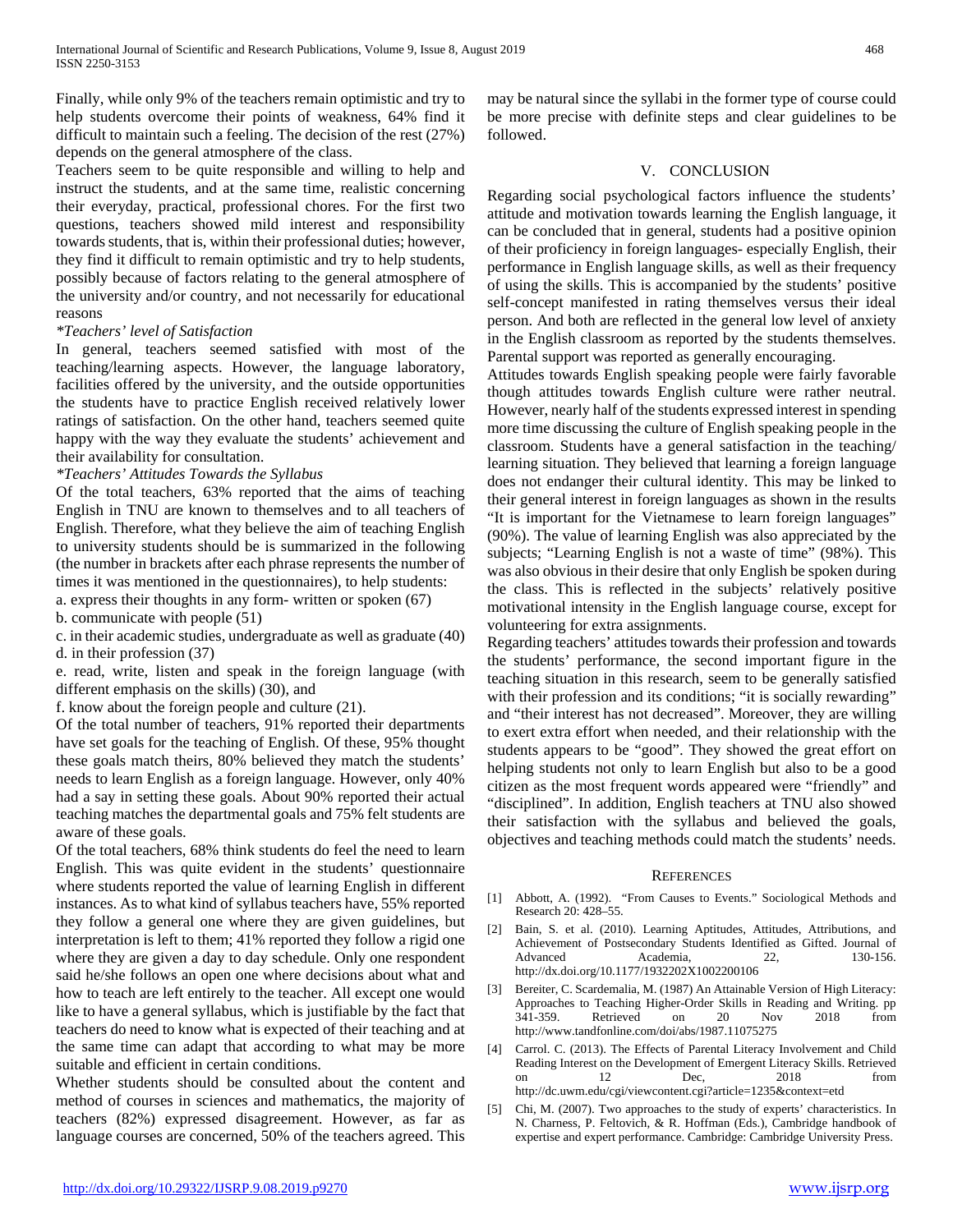Finally, while only 9% of the teachers remain optimistic and try to help students overcome their points of weakness, 64% find it difficult to maintain such a feeling. The decision of the rest (27%) depends on the general atmosphere of the class.

Teachers seem to be quite responsible and willing to help and instruct the students, and at the same time, realistic concerning their everyday, practical, professional chores. For the first two questions, teachers showed mild interest and responsibility towards students, that is, within their professional duties; however, they find it difficult to remain optimistic and try to help students, possibly because of factors relating to the general atmosphere of the university and/or country, and not necessarily for educational reasons

*\*Teachers' level of Satisfaction*

In general, teachers seemed satisfied with most of the teaching/learning aspects. However, the language laboratory, facilities offered by the university, and the outside opportunities the students have to practice English received relatively lower ratings of satisfaction. On the other hand, teachers seemed quite happy with the way they evaluate the students' achievement and their availability for consultation.

*\*Teachers' Attitudes Towards the Syllabus*

Of the total teachers, 63% reported that the aims of teaching English in TNU are known to themselves and to all teachers of English. Therefore, what they believe the aim of teaching English to university students should be is summarized in the following (the number in brackets after each phrase represents the number of times it was mentioned in the questionnaires), to help students:

a. express their thoughts in any form- written or spoken (67)

b. communicate with people (51)

c. in their academic studies, undergraduate as well as graduate (40)

d. in their profession (37)

e. read, write, listen and speak in the foreign language (with different emphasis on the skills) (30), and

f. know about the foreign people and culture (21).

Of the total number of teachers, 91% reported their departments have set goals for the teaching of English. Of these, 95% thought these goals match theirs, 80% believed they match the students' needs to learn English as a foreign language. However, only 40% had a say in setting these goals. About 90% reported their actual teaching matches the departmental goals and 75% felt students are aware of these goals.

Of the total teachers, 68% think students do feel the need to learn English. This was quite evident in the students' questionnaire where students reported the value of learning English in different instances. As to what kind of syllabus teachers have, 55% reported they follow a general one where they are given guidelines, but interpretation is left to them; 41% reported they follow a rigid one where they are given a day to day schedule. Only one respondent said he/she follows an open one where decisions about what and how to teach are left entirely to the teacher. All except one would like to have a general syllabus, which is justifiable by the fact that teachers do need to know what is expected of their teaching and at the same time can adapt that according to what may be more suitable and efficient in certain conditions.

Whether students should be consulted about the content and method of courses in sciences and mathematics, the majority of teachers (82%) expressed disagreement. However, as far as language courses are concerned, 50% of the teachers agreed. This may be natural since the syllabi in the former type of course could be more precise with definite steps and clear guidelines to be followed.

## V. CONCLUSION

Regarding social psychological factors influence the students' attitude and motivation towards learning the English language, it can be concluded that in general, students had a positive opinion of their proficiency in foreign languages- especially English, their performance in English language skills, as well as their frequency of using the skills. This is accompanied by the students' positive self-concept manifested in rating themselves versus their ideal person. And both are reflected in the general low level of anxiety in the English classroom as reported by the students themselves. Parental support was reported as generally encouraging.

Attitudes towards English speaking people were fairly favorable though attitudes towards English culture were rather neutral. However, nearly half of the students expressed interest in spending more time discussing the culture of English speaking people in the classroom. Students have a general satisfaction in the teaching/ learning situation. They believed that learning a foreign language does not endanger their cultural identity. This may be linked to their general interest in foreign languages as shown in the results "It is important for the Vietnamese to learn foreign languages" (90%). The value of learning English was also appreciated by the subjects; "Learning English is not a waste of time" (98%). This was also obvious in their desire that only English be spoken during the class. This is reflected in the subjects' relatively positive motivational intensity in the English language course, except for volunteering for extra assignments.

Regarding teachers' attitudes towards their profession and towards the students' performance, the second important figure in the teaching situation in this research, seem to be generally satisfied with their profession and its conditions; "it is socially rewarding" and "their interest has not decreased". Moreover, they are willing to exert extra effort when needed, and their relationship with the students appears to be "good". They showed the great effort on helping students not only to learn English but also to be a good citizen as the most frequent words appeared were "friendly" and "disciplined". In addition, English teachers at TNU also showed their satisfaction with the syllabus and believed the goals, objectives and teaching methods could match the students' needs.

## REFERENCES

[1] Abbott, A. (1992). "From Causes to Events." Sociological Methods and Research 20: 428–55.

[2] Bain, S. et al. (2010). Learning Aptitudes, Attitudes, Attributions, and Achievement of Postsecondary Students Identified as Gifted. Journal of Advanced Academia, 22, 130-156. http://dx.doi.org/10.1177/1932202X1002200106

[3] Bereiter, C. Scardemalia, M. (1987) An Attainable Version of High Literacy: Approaches to Teaching Higher-Order Skills in Reading and Writing. pp 341-359. Retrieved on 20 Nov 2018 from http://www.tandfonline.com/doi/abs/1987.11075275

[4] Carrol. C. (2013). The Effects of Parental Literacy Involvement and Child Reading Interest on the Development of Emergent Literacy Skills. Retrieved on 12 Dec, 2018 from http://dc.uwm.edu/cgi/viewcontent.cgi?article=1235&context=etd

[5] Chi, M. (2007). Two approaches to the study of experts' characteristics. In N. Charness, P. Feltovich, & R. Hoffman (Eds.), Cambridge handbook of expertise and expert performance. Cambridge: Cambridge University Press.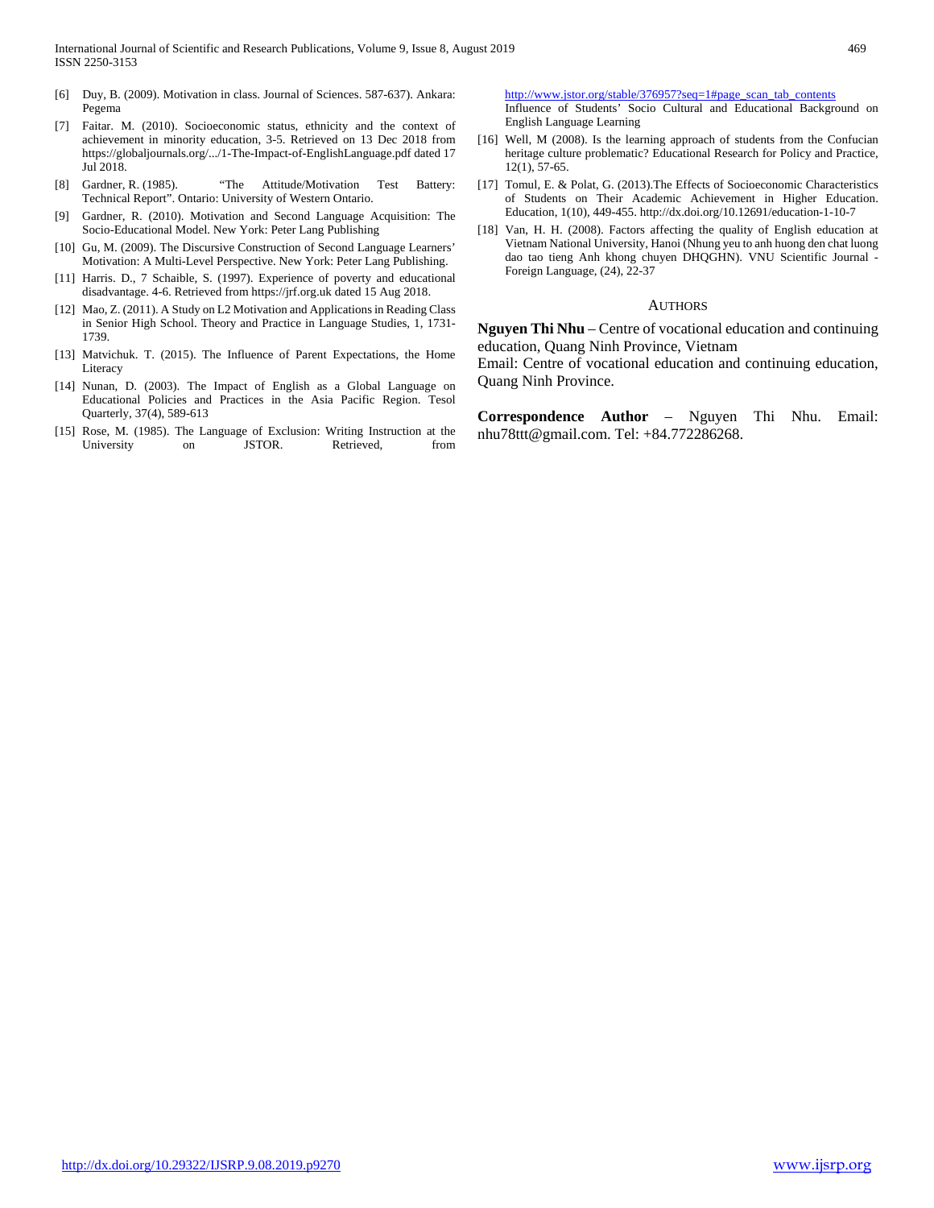[6] Duy, B. (2009). Motivation in class. Journal of Sciences. 587-637). Ankara: Pegema

[7] Faitar. M. (2010). Socioeconomic status, ethnicity and the context of achievement in minority education, 3-5. Retrieved on 13 Dec 2018 from https://globaljournals.org/.../1-The-Impact-of-EnglishLanguage.pdf dated 17 Jul 2018.

[8] Gardner, R. (1985). "The Attitude/Motivation Test Battery: Technical Report". Ontario: University of Western Ontario.

[9] Gardner, R. (2010). Motivation and Second Language Acquisition: The Socio-Educational Model. New York: Peter Lang Publishing

[10] Gu, M. (2009). The Discursive Construction of Second Language Learners' Motivation: A Multi-Level Perspective. New York: Peter Lang Publishing.

[11] Harris. D., 7 Schaible, S. (1997). Experience of poverty and educational disadvantage. 4-6. Retrieved from https://jrf.org.uk dated 15 Aug 2018.

[12] Mao, Z. (2011). A Study on L2 Motivation and Applications in Reading Class in Senior High School. Theory and Practice in Language Studies, 1, 1731-1739.

[13] Matvichuk. T. (2015). The Influence of Parent Expectations, the Home Literacy

[14] Nunan, D. (2003). The Impact of English as a Global Language on Educational Policies and Practices in the Asia Pacific Region. Tesol Quarterly, 37(4), 589-613

[15] Rose, M. (1985). The Language of Exclusion: Writing Instruction at the University on JSTOR. Retrieved, from http://www.jstor.org/stable/376957?seq=1#page_scan_tab_contents Influence of Students' Socio Cultural and Educational Background on English Language Learning

[16] Well, M (2008). Is the learning approach of students from the Confucian heritage culture problematic? Educational Research for Policy and Practice, 12(1), 57-65.

[17] Tomul, E. & Polat, G. (2013).The Effects of Socioeconomic Characteristics of Students on Their Academic Achievement in Higher Education. Education, 1(10), 449-455. http://dx.doi.org/10.12691/education-1-10-7

[18] Van, H. H. (2008). Factors affecting the quality of English education at Vietnam National University, Hanoi (Nhung yeu to anh huong den chat luong dao tao tieng Anh khong chuyen DHQGHN). VNU Scientific Journal - Foreign Language, (24), 22-37

## Authors

**Nguyen Thi Nhu** – Centre of vocational education and continuing education, Quang Ninh Province, Vietnam
Email: Centre of vocational education and continuing education, Quang Ninh Province.

**Correspondence Author** – Nguyen Thi Nhu. Email: nhu78ttt@gmail.com. Tel: +84.772286268.